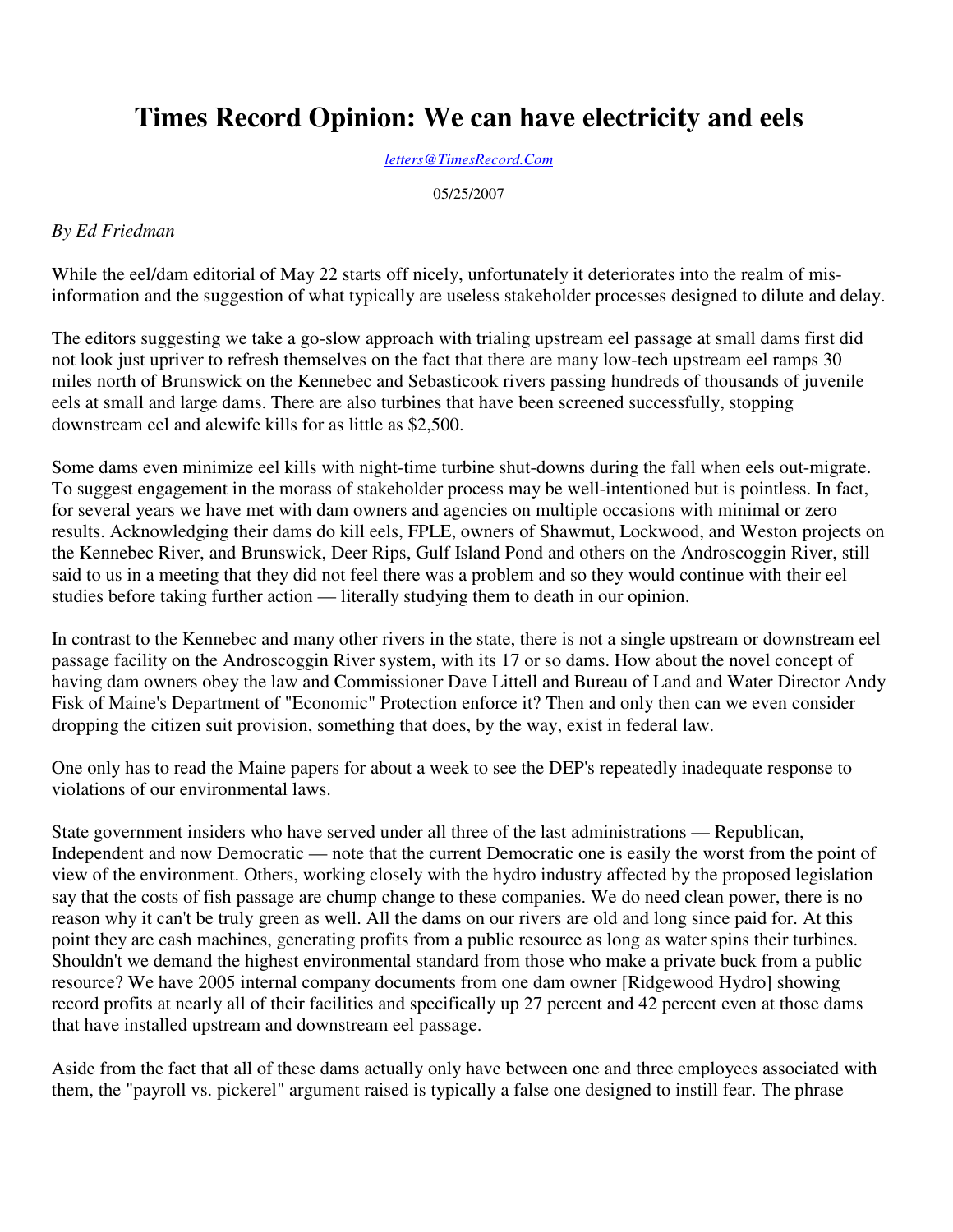# Times Record Opinion: We can have electricity and eels

letters@TimesRecord.Com

05/25/2007

*By Ed Friedman*

While the eel/dam editorial of May 22 starts off nicely, unfortunately it deteriorates into the realm of mis-information and the suggestion of what typically are useless stakeholder processes designed to dilute and delay.

The editors suggesting we take a go-slow approach with trialing upstream eel passage at small dams first did not look just upriver to refresh themselves on the fact that there are many low-tech upstream eel ramps 30 miles north of Brunswick on the Kennebec and Sebasticook rivers passing hundreds of thousands of juvenile eels at small and large dams. There are also turbines that have been screened successfully, stopping downstream eel and alewife kills for as little as $2,500.

Some dams even minimize eel kills with night-time turbine shut-downs during the fall when eels out-migrate. To suggest engagement in the morass of stakeholder process may be well-intentioned but is pointless. In fact, for several years we have met with dam owners and agencies on multiple occasions with minimal or zero results. Acknowledging their dams do kill eels, FPLE, owners of Shawmut, Lockwood, and Weston projects on the Kennebec River, and Brunswick, Deer Rips, Gulf Island Pond and others on the Androscoggin River, still said to us in a meeting that they did not feel there was a problem and so they would continue with their eel studies before taking further action — literally studying them to death in our opinion.

In contrast to the Kennebec and many other rivers in the state, there is not a single upstream or downstream eel passage facility on the Androscoggin River system, with its 17 or so dams. How about the novel concept of having dam owners obey the law and Commissioner Dave Littell and Bureau of Land and Water Director Andy Fisk of Maine's Department of "Economic" Protection enforce it? Then and only then can we even consider dropping the citizen suit provision, something that does, by the way, exist in federal law.

One only has to read the Maine papers for about a week to see the DEP's repeatedly inadequate response to violations of our environmental laws.

State government insiders who have served under all three of the last administrations — Republican, Independent and now Democratic — note that the current Democratic one is easily the worst from the point of view of the environment. Others, working closely with the hydro industry affected by the proposed legislation say that the costs of fish passage are chump change to these companies. We do need clean power, there is no reason why it can't be truly green as well. All the dams on our rivers are old and long since paid for. At this point they are cash machines, generating profits from a public resource as long as water spins their turbines. Shouldn't we demand the highest environmental standard from those who make a private buck from a public resource? We have 2005 internal company documents from one dam owner [Ridgewood Hydro] showing record profits at nearly all of their facilities and specifically up 27 percent and 42 percent even at those dams that have installed upstream and downstream eel passage.

Aside from the fact that all of these dams actually only have between one and three employees associated with them, the "payroll vs. pickerel" argument raised is typically a false one designed to instill fear. The phrase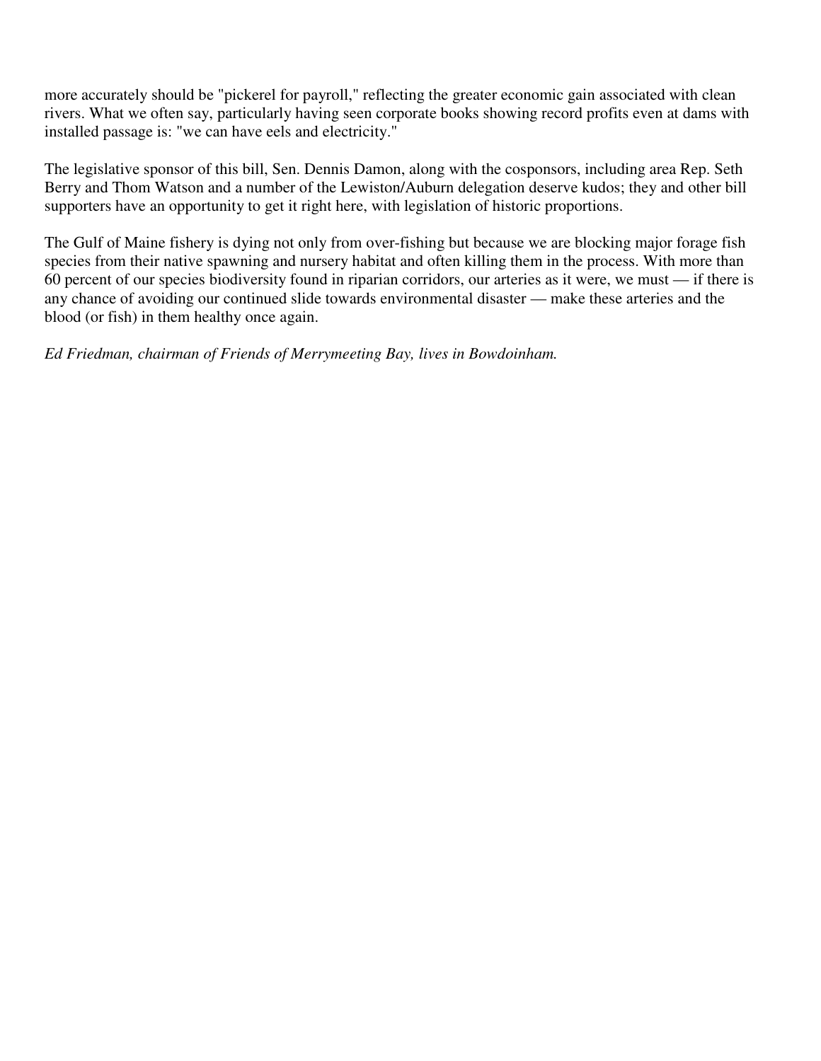more accurately should be "pickerel for payroll," reflecting the greater economic gain associated with clean rivers. What we often say, particularly having seen corporate books showing record profits even at dams with installed passage is: "we can have eels and electricity."

The legislative sponsor of this bill, Sen. Dennis Damon, along with the cosponsors, including area Rep. Seth Berry and Thom Watson and a number of the Lewiston/Auburn delegation deserve kudos; they and other bill supporters have an opportunity to get it right here, with legislation of historic proportions.

The Gulf of Maine fishery is dying not only from over-fishing but because we are blocking major forage fish species from their native spawning and nursery habitat and often killing them in the process. With more than 60 percent of our species biodiversity found in riparian corridors, our arteries as it were, we must — if there is any chance of avoiding our continued slide towards environmental disaster — make these arteries and the blood (or fish) in them healthy once again.

*Ed Friedman, chairman of Friends of Merrymeeting Bay, lives in Bowdoinham.*